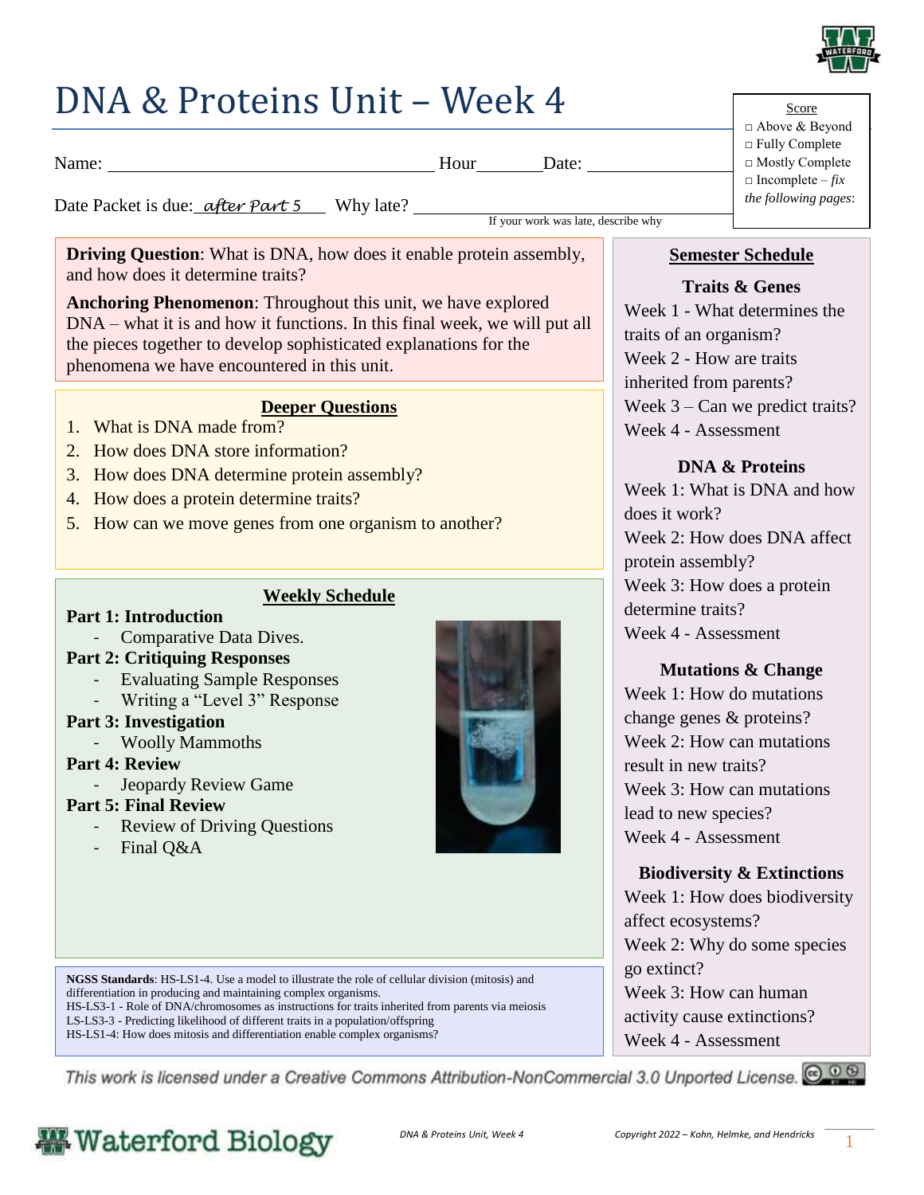# DNA & Proteins Unit – Week 4

Name: ______________________________ Hour________ Date: ____________

Date Packet is due: *after Part 5* Why late? ______________________________
If your work was late, describe why

Score
- □ Above & Beyond
- □ Fully Complete
- □ Mostly Complete
- □ Incomplete – *fix the following pages*:

**Driving Question**: What is DNA, how does it enable protein assembly, and how does it determine traits?

**Anchoring Phenomenon**: Throughout this unit, we have explored DNA – what it is and how it functions. In this final week, we will put all the pieces together to develop sophisticated explanations for the phenomena we have encountered in this unit.

## Deeper Questions

1. What is DNA made from?
2. How does DNA store information?
3. How does DNA determine protein assembly?
4. How does a protein determine traits?
5. How can we move genes from one organism to another?

## Weekly Schedule

**Part 1: Introduction**
- Comparative Data Dives.

**Part 2: Critiquing Responses**
- Evaluating Sample Responses
- Writing a "Level 3" Response

**Part 3: Investigation**
- Woolly Mammoths

**Part 4: Review**
- Jeopardy Review Game

**Part 5: Final Review**
- Review of Driving Questions
- Final Q&A

**NGSS Standards**: HS-LS1-4. Use a model to illustrate the role of cellular division (mitosis) and differentiation in producing and maintaining complex organisms.
HS-LS3-1 - Role of DNA/chromosomes as instructions for traits inherited from parents via meiosis
LS-LS3-3 - Predicting likelihood of different traits in a population/offspring
HS-LS1-4: How does mitosis and differentiation enable complex organisms?

## Semester Schedule

**Traits & Genes**
- Week 1 - What determines the traits of an organism?
- Week 2 - How are traits inherited from parents?
- Week 3 – Can we predict traits?
- Week 4 - Assessment

**DNA & Proteins**
- Week 1: What is DNA and how does it work?
- Week 2: How does DNA affect protein assembly?
- Week 3: How does a protein determine traits?
- Week 4 - Assessment

**Mutations & Change**
- Week 1: How do mutations change genes & proteins?
- Week 2: How can mutations result in new traits?
- Week 3: How can mutations lead to new species?
- Week 4 - Assessment

**Biodiversity & Extinctions**
- Week 1: How does biodiversity affect ecosystems?
- Week 2: Why do some species go extinct?
- Week 3: How can human activity cause extinctions?
- Week 4 - Assessment

*This work is licensed under a Creative Commons Attribution-NonCommercial 3.0 Unported License.*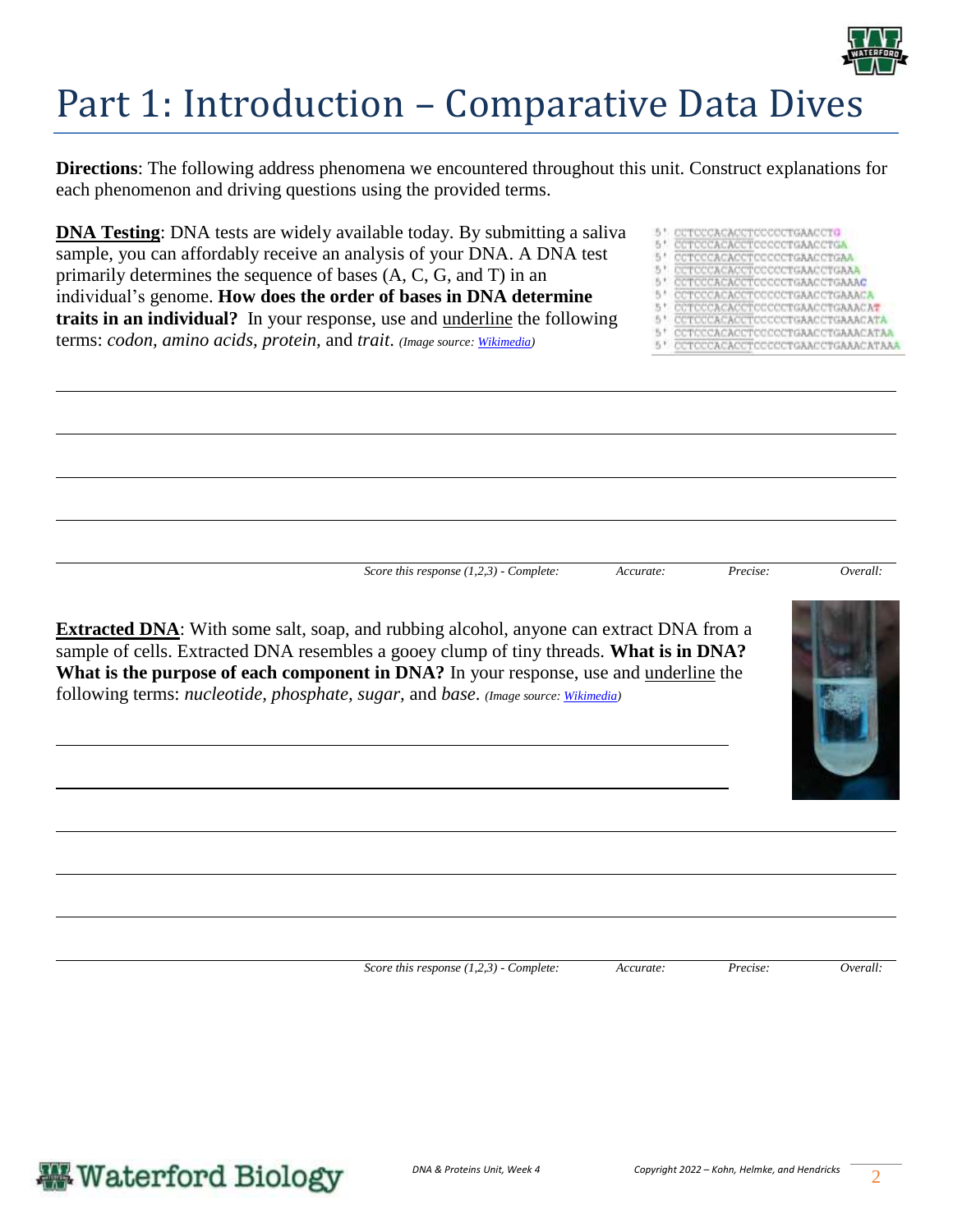# Part 1: Introduction – Comparative Data Dives

**Directions**: The following address phenomena we encountered throughout this unit. Construct explanations for each phenomenon and driving questions using the provided terms.

**DNA Testing**: DNA tests are widely available today. By submitting a saliva sample, you can affordably receive an analysis of your DNA. A DNA test primarily determines the sequence of bases (A, C, G, and T) in an individual's genome. **How does the order of bases in DNA determine traits in an individual?** In your response, use and underline the following terms: *codon, amino acids, protein,* and *trait*. *(Image source: Wikimedia)*

```
5' CCTCCCACACCTCCCCCTGAACCTG
5' CCTCCCACACCTCCCCCTGAACCTGA
5' CCTCCCACACCTCCCCCTGAACCTGAA
5' CCTCCCACACCTCCCCCTGAACCTGAAA
5' CCTCCCACACCTCCCCCTGAACCTGAAAC
5' CCTCCCACACCTCCCCCTGAACCTGAAACA
5' CCTCCCACACCTCCCCCTGAACCTGAAACAT
5' CCTCCCACACCTCCCCCTGAACCTGAAACATA
5' CCTCCCACACCTCCCCCTGAACCTGAAACATAA
5' CCTCCCACACCTCCCCCTGAACCTGAAACATAAA
```

_______________________________________________

_______________________________________________

_______________________________________________

_______________________________________________

_______________________________________________

*Score this response (1,2,3) - Complete: Accurate: Precise: Overall:*

**Extracted DNA**: With some salt, soap, and rubbing alcohol, anyone can extract DNA from a sample of cells. Extracted DNA resembles a gooey clump of tiny threads. **What is in DNA? What is the purpose of each component in DNA?** In your response, use and underline the following terms: *nucleotide, phosphate, sugar,* and *base*. *(Image source: Wikimedia)*

_______________________________________________

_______________________________________________

_______________________________________________

_______________________________________________

_______________________________________________

_______________________________________________

*Score this response (1,2,3) - Complete: Accurate: Precise: Overall:*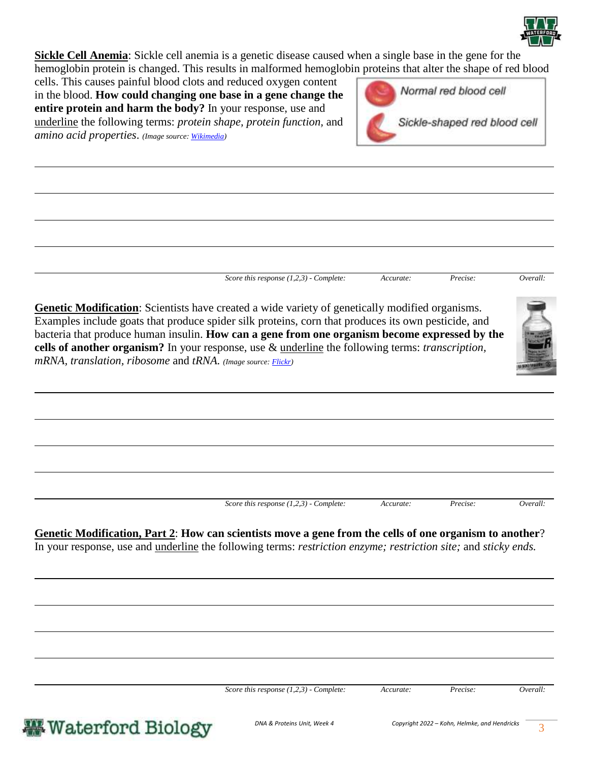**<u>Sickle Cell Anemia</u>**: Sickle cell anemia is a genetic disease caused when a single base in the gene for the hemoglobin protein is changed. This results in malformed hemoglobin proteins that alter the shape of red blood cells. This causes painful blood clots and reduced oxygen content in the blood. **How could changing one base in a gene change the entire protein and harm the body?** In your response, use and <u>underline</u> the following terms: *protein shape*, *protein function*, and *amino acid properties*. *(Image source: Wikimedia)*

Normal red blood cell

Sickle-shaped red blood cell

*Score this response (1,2,3) - Complete: Accurate: Precise: Overall:*

**<u>Genetic Modification</u>**: Scientists have created a wide variety of genetically modified organisms. Examples include goats that produce spider silk proteins, corn that produces its own pesticide, and bacteria that produce human insulin. **How can a gene from one organism become expressed by the cells of another organism?** In your response, use & <u>underline</u> the following terms: *transcription*, *mRNA*, *translation*, *ribosome* and *tRNA*. *(Image source: Flickr)*

*Score this response (1,2,3) - Complete: Accurate: Precise: Overall:*

**<u>Genetic Modification, Part 2</u>**: **How can scientists move a gene from the cells of one organism to another**? In your response, use and <u>underline</u> the following terms: *restriction enzyme; restriction site;* and *sticky ends.*

*Score this response (1,2,3) - Complete: Accurate: Precise: Overall:*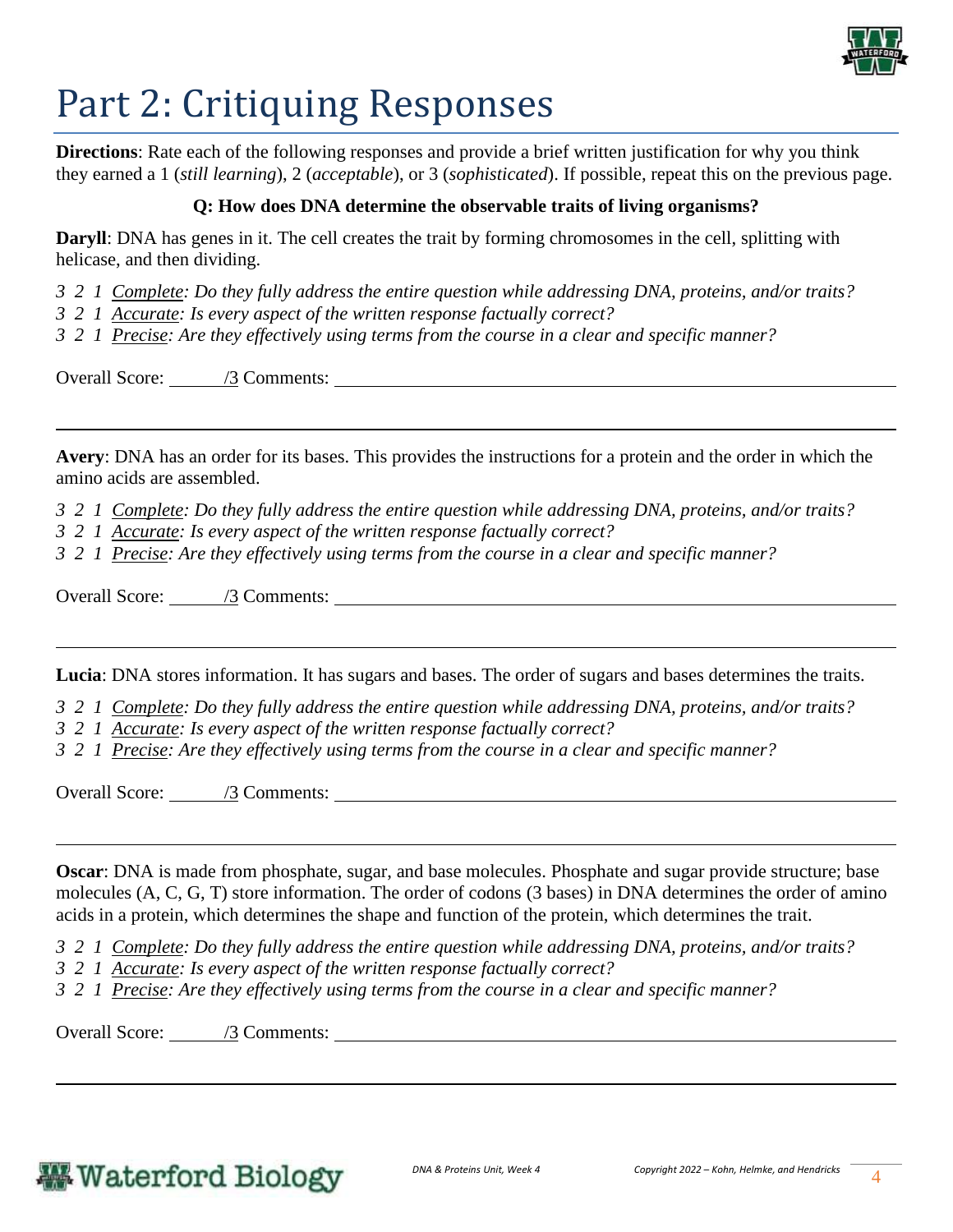# Part 2: Critiquing Responses

**Directions**: Rate each of the following responses and provide a brief written justification for why you think they earned a 1 (*still learning*), 2 (*acceptable*), or 3 (*sophisticated*). If possible, repeat this on the previous page.

**Q: How does DNA determine the observable traits of living organisms?**

**Daryll**: DNA has genes in it. The cell creates the trait by forming chromosomes in the cell, splitting with helicase, and then dividing.

*3 2 1 Complete: Do they fully address the entire question while addressing DNA, proteins, and/or traits?*
*3 2 1 Accurate: Is every aspect of the written response factually correct?*
*3 2 1 Precise: Are they effectively using terms from the course in a clear and specific manner?*

Overall Score: ______/3 Comments: ____________________________________________

---

**Avery**: DNA has an order for its bases. This provides the instructions for a protein and the order in which the amino acids are assembled.

*3 2 1 Complete: Do they fully address the entire question while addressing DNA, proteins, and/or traits?*
*3 2 1 Accurate: Is every aspect of the written response factually correct?*
*3 2 1 Precise: Are they effectively using terms from the course in a clear and specific manner?*

Overall Score: ______/3 Comments: ____________________________________________

---

**Lucia**: DNA stores information. It has sugars and bases. The order of sugars and bases determines the traits.

*3 2 1 Complete: Do they fully address the entire question while addressing DNA, proteins, and/or traits?*
*3 2 1 Accurate: Is every aspect of the written response factually correct?*
*3 2 1 Precise: Are they effectively using terms from the course in a clear and specific manner?*

Overall Score: ______/3 Comments: ____________________________________________

---

**Oscar**: DNA is made from phosphate, sugar, and base molecules. Phosphate and sugar provide structure; base molecules (A, C, G, T) store information. The order of codons (3 bases) in DNA determines the order of amino acids in a protein, which determines the shape and function of the protein, which determines the trait.

*3 2 1 Complete: Do they fully address the entire question while addressing DNA, proteins, and/or traits?*
*3 2 1 Accurate: Is every aspect of the written response factually correct?*
*3 2 1 Precise: Are they effectively using terms from the course in a clear and specific manner?*

Overall Score: ______/3 Comments: ____________________________________________

---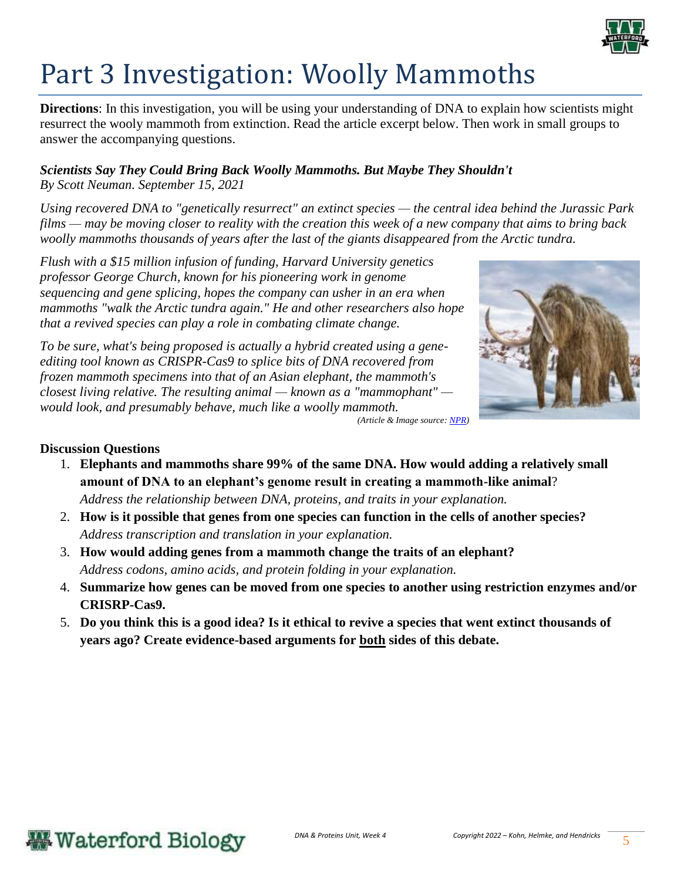# Part 3 Investigation: Woolly Mammoths

**Directions**: In this investigation, you will be using your understanding of DNA to explain how scientists might resurrect the wooly mammoth from extinction. Read the article excerpt below. Then work in small groups to answer the accompanying questions.

***Scientists Say They Could Bring Back Woolly Mammoths. But Maybe They Shouldn't***
*By Scott Neuman. September 15, 2021*

*Using recovered DNA to "genetically resurrect" an extinct species — the central idea behind the Jurassic Park films — may be moving closer to reality with the creation this week of a new company that aims to bring back woolly mammoths thousands of years after the last of the giants disappeared from the Arctic tundra.*

*Flush with a $15 million infusion of funding, Harvard University genetics professor George Church, known for his pioneering work in genome sequencing and gene splicing, hopes the company can usher in an era when mammoths "walk the Arctic tundra again." He and other researchers also hope that a revived species can play a role in combating climate change.*

*To be sure, what's being proposed is actually a hybrid created using a gene-editing tool known as CRISPR-Cas9 to splice bits of DNA recovered from frozen mammoth specimens into that of an Asian elephant, the mammoth's closest living relative. The resulting animal — known as a "mammophant" — would look, and presumably behave, much like a woolly mammoth.*

*(Article & Image source: NPR)*

**Discussion Questions**

1. **Elephants and mammoths share 99% of the same DNA. How would adding a relatively small amount of DNA to an elephant's genome result in creating a mammoth-like animal**?
   *Address the relationship between DNA, proteins, and traits in your explanation.*
2. **How is it possible that genes from one species can function in the cells of another species?**
   *Address transcription and translation in your explanation.*
3. **How would adding genes from a mammoth change the traits of an elephant?**
   *Address codons, amino acids, and protein folding in your explanation.*
4. **Summarize how genes can be moved from one species to another using restriction enzymes and/or CRISRP-Cas9.**
5. **Do you think this is a good idea? Is it ethical to revive a species that went extinct thousands of years ago? Create evidence-based arguments for <u>both</u> sides of this debate.**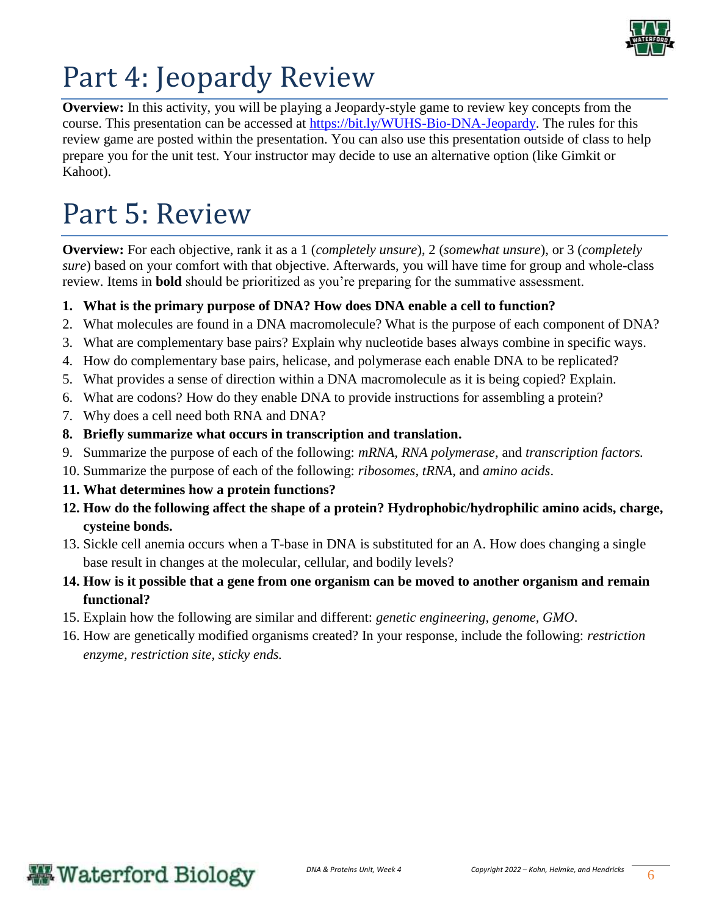# Part 4: Jeopardy Review

**Overview:** In this activity, you will be playing a Jeopardy-style game to review key concepts from the course. This presentation can be accessed at [https://bit.ly/WUHS-Bio-DNA-Jeopardy](https://bit.ly/WUHS-Bio-DNA-Jeopardy). The rules for this review game are posted within the presentation. You can also use this presentation outside of class to help prepare you for the unit test. Your instructor may decide to use an alternative option (like Gimkit or Kahoot).

# Part 5: Review

**Overview:** For each objective, rank it as a 1 (*completely unsure*), 2 (*somewhat unsure*), or 3 (*completely sure*) based on your comfort with that objective. Afterwards, you will have time for group and whole-class review. Items in **bold** should be prioritized as you're preparing for the summative assessment.

1. **What is the primary purpose of DNA? How does DNA enable a cell to function?**
2. What molecules are found in a DNA macromolecule? What is the purpose of each component of DNA?
3. What are complementary base pairs? Explain why nucleotide bases always combine in specific ways.
4. How do complementary base pairs, helicase, and polymerase each enable DNA to be replicated?
5. What provides a sense of direction within a DNA macromolecule as it is being copied? Explain.
6. What are codons? How do they enable DNA to provide instructions for assembling a protein?
7. Why does a cell need both RNA and DNA?
8. **Briefly summarize what occurs in transcription and translation.**
9. Summarize the purpose of each of the following: *mRNA, RNA polymerase,* and *transcription factors.*
10. Summarize the purpose of each of the following: *ribosomes, tRNA,* and *amino acids*.
11. **What determines how a protein functions?**
12. **How do the following affect the shape of a protein? Hydrophobic/hydrophilic amino acids, charge, cysteine bonds.**
13. Sickle cell anemia occurs when a T-base in DNA is substituted for an A. How does changing a single base result in changes at the molecular, cellular, and bodily levels?
14. **How is it possible that a gene from one organism can be moved to another organism and remain functional?**
15. Explain how the following are similar and different: *genetic engineering, genome, GMO*.
16. How are genetically modified organisms created? In your response, include the following: *restriction enzyme, restriction site, sticky ends.*